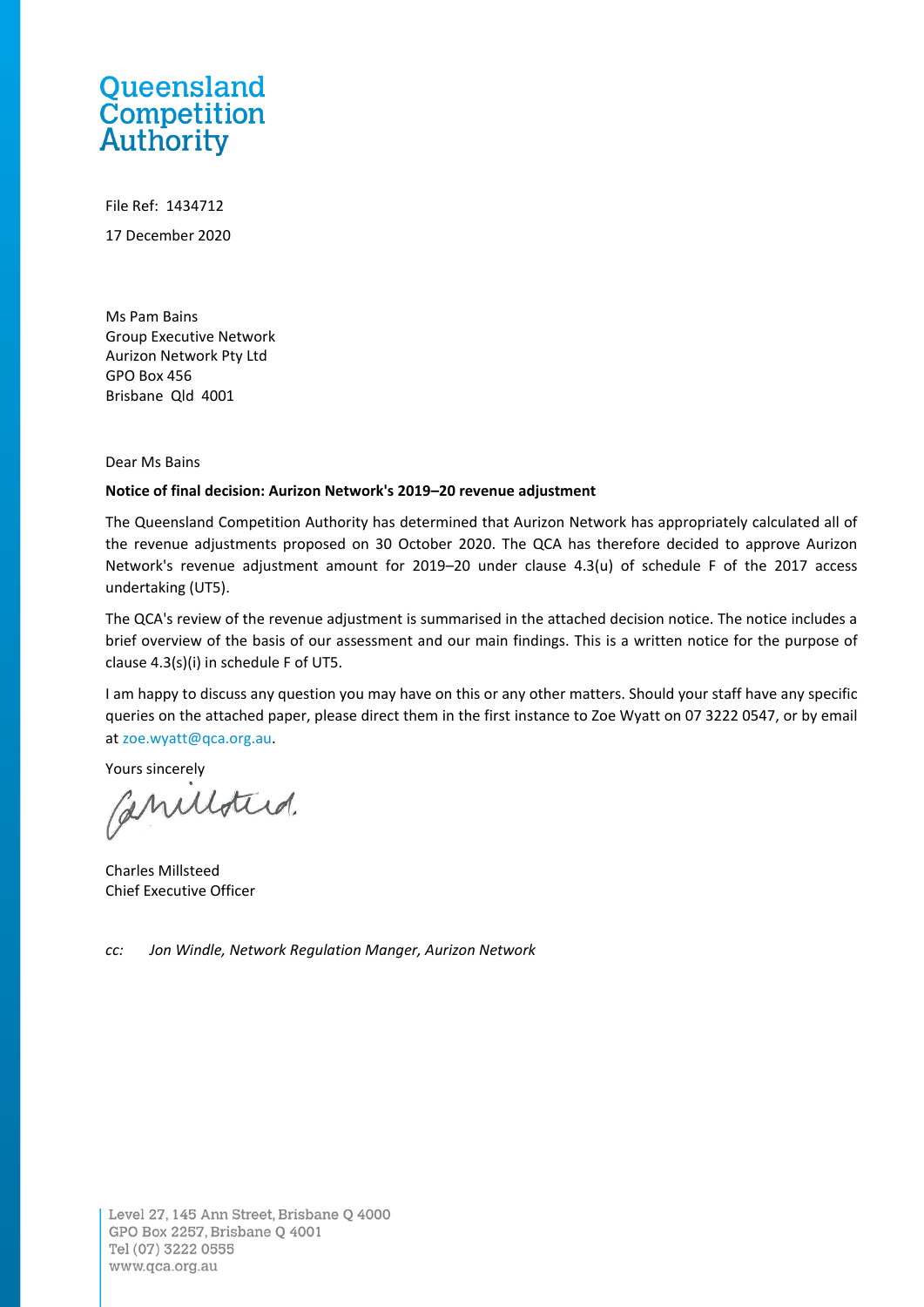Queensland Competition Authority

File Ref: 1434712

17 December 2020

Ms Pam Bains
Group Executive Network
Aurizon Network Pty Ltd
GPO Box 456
Brisbane Qld 4001

Dear Ms Bains

**Notice of final decision: Aurizon Network's 2019–20 revenue adjustment**

The Queensland Competition Authority has determined that Aurizon Network has appropriately calculated all of the revenue adjustments proposed on 30 October 2020. The QCA has therefore decided to approve Aurizon Network's revenue adjustment amount for 2019–20 under clause 4.3(u) of schedule F of the 2017 access undertaking (UT5).

The QCA's review of the revenue adjustment is summarised in the attached decision notice. The notice includes a brief overview of the basis of our assessment and our main findings. This is a written notice for the purpose of clause 4.3(s)(i) in schedule F of UT5.

I am happy to discuss any question you may have on this or any other matters. Should your staff have any specific queries on the attached paper, please direct them in the first instance to Zoe Wyatt on 07 3222 0547, or by email at zoe.wyatt@qca.org.au.

Yours sincerely

Charles Millsteed
Chief Executive Officer

*cc: Jon Windle, Network Regulation Manger, Aurizon Network*

Level 27, 145 Ann Street, Brisbane Q 4000
GPO Box 2257, Brisbane Q 4001
Tel (07) 3222 0555
www.qca.org.au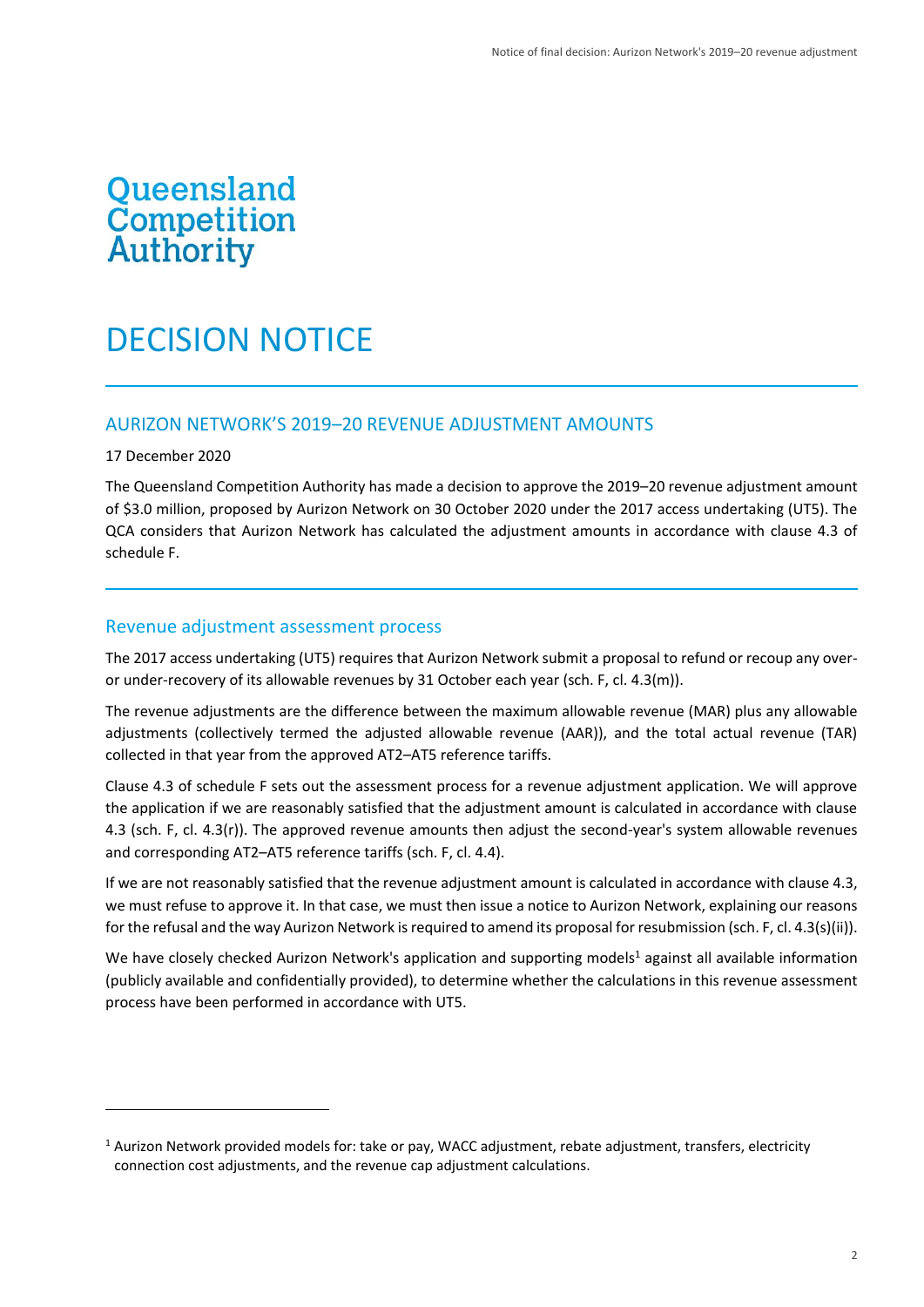Queensland Competition Authority

# DECISION NOTICE

## AURIZON NETWORK'S 2019–20 REVENUE ADJUSTMENT AMOUNTS

17 December 2020

The Queensland Competition Authority has made a decision to approve the 2019–20 revenue adjustment amount of $3.0 million, proposed by Aurizon Network on 30 October 2020 under the 2017 access undertaking (UT5). The QCA considers that Aurizon Network has calculated the adjustment amounts in accordance with clause 4.3 of schedule F.

## Revenue adjustment assessment process

The 2017 access undertaking (UT5) requires that Aurizon Network submit a proposal to refund or recoup any over- or under-recovery of its allowable revenues by 31 October each year (sch. F, cl. 4.3(m)).

The revenue adjustments are the difference between the maximum allowable revenue (MAR) plus any allowable adjustments (collectively termed the adjusted allowable revenue (AAR)), and the total actual revenue (TAR) collected in that year from the approved AT2–AT5 reference tariffs.

Clause 4.3 of schedule F sets out the assessment process for a revenue adjustment application. We will approve the application if we are reasonably satisfied that the adjustment amount is calculated in accordance with clause 4.3 (sch. F, cl. 4.3(r)). The approved revenue amounts then adjust the second-year's system allowable revenues and corresponding AT2–AT5 reference tariffs (sch. F, cl. 4.4).

If we are not reasonably satisfied that the revenue adjustment amount is calculated in accordance with clause 4.3, we must refuse to approve it. In that case, we must then issue a notice to Aurizon Network, explaining our reasons for the refusal and the way Aurizon Network is required to amend its proposal for resubmission (sch. F, cl. 4.3(s)(ii)).

We have closely checked Aurizon Network's application and supporting models[1] against all available information (publicly available and confidentially provided), to determine whether the calculations in this revenue assessment process have been performed in accordance with UT5.

[1] Aurizon Network provided models for: take or pay, WACC adjustment, rebate adjustment, transfers, electricity connection cost adjustments, and the revenue cap adjustment calculations.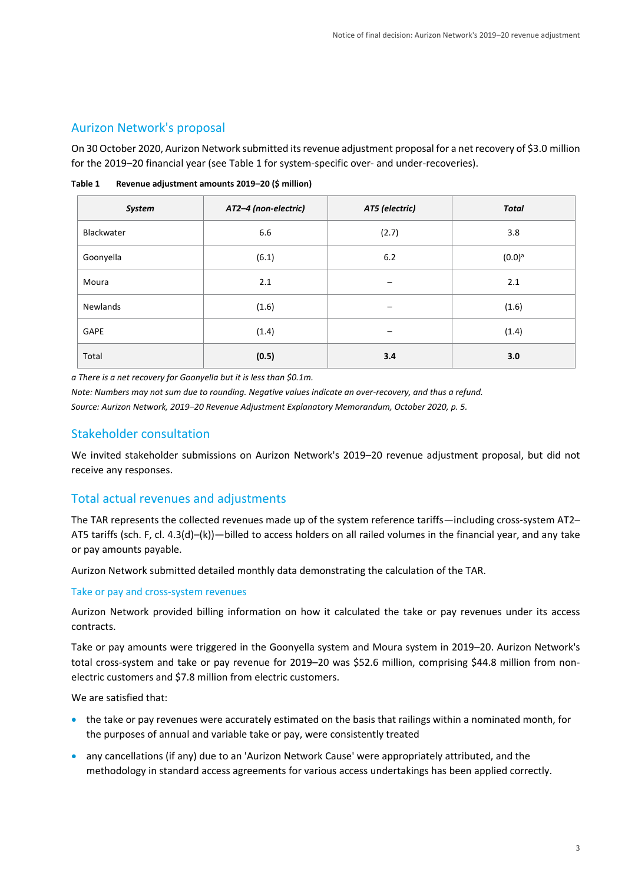## Aurizon Network's proposal

On 30 October 2020, Aurizon Network submitted its revenue adjustment proposal for a net recovery of $3.0 million for the 2019–20 financial year (see Table 1 for system-specific over- and under-recoveries).

**Table 1 Revenue adjustment amounts 2019–20 ($ million)**

| *System* | *AT2–4 (non-electric)* | *AT5 (electric)* | *Total* |
|---|---|---|---|
| Blackwater | 6.6 | (2.7) | 3.8 |
| Goonyella | (6.1) | 6.2 | (0.0)[a] |
| Moura | 2.1 | – | 2.1 |
| Newlands | (1.6) | – | (1.6) |
| GAPE | (1.4) | – | (1.4) |
| Total | **(0.5)** | **3.4** | **3.0** |

*a There is a net recovery for Goonyella but it is less than $0.1m.*

*Note: Numbers may not sum due to rounding. Negative values indicate an over-recovery, and thus a refund.*

*Source: Aurizon Network, 2019–20 Revenue Adjustment Explanatory Memorandum, October 2020, p. 5.*

## Stakeholder consultation

We invited stakeholder submissions on Aurizon Network's 2019–20 revenue adjustment proposal, but did not receive any responses.

## Total actual revenues and adjustments

The TAR represents the collected revenues made up of the system reference tariffs—including cross-system AT2–AT5 tariffs (sch. F, cl. 4.3(d)–(k))—billed to access holders on all railed volumes in the financial year, and any take or pay amounts payable.

Aurizon Network submitted detailed monthly data demonstrating the calculation of the TAR.

### Take or pay and cross-system revenues

Aurizon Network provided billing information on how it calculated the take or pay revenues under its access contracts.

Take or pay amounts were triggered in the Goonyella system and Moura system in 2019–20. Aurizon Network's total cross-system and take or pay revenue for 2019–20 was $52.6 million, comprising $44.8 million from non-electric customers and $7.8 million from electric customers.

We are satisfied that:

- the take or pay revenues were accurately estimated on the basis that railings within a nominated month, for the purposes of annual and variable take or pay, were consistently treated
- any cancellations (if any) due to an 'Aurizon Network Cause' were appropriately attributed, and the methodology in standard access agreements for various access undertakings has been applied correctly.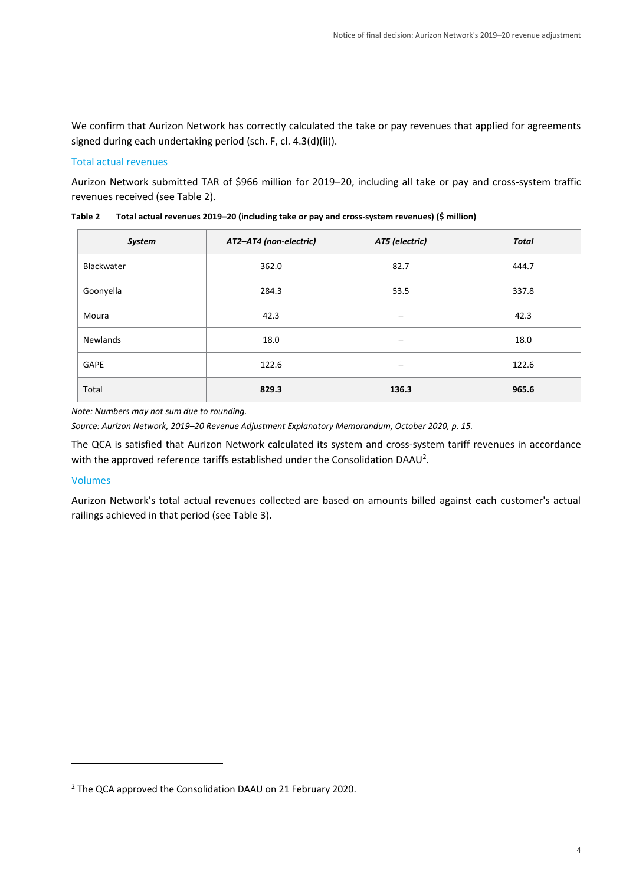We confirm that Aurizon Network has correctly calculated the take or pay revenues that applied for agreements signed during each undertaking period (sch. F, cl. 4.3(d)(ii)).

### Total actual revenues

Aurizon Network submitted TAR of $966 million for 2019–20, including all take or pay and cross-system traffic revenues received (see Table 2).

**Table 2 Total actual revenues 2019–20 (including take or pay and cross-system revenues) ($ million)**

| *System* | *AT2–AT4 (non-electric)* | *AT5 (electric)* | *Total* |
|---|---|---|---|
| Blackwater | 362.0 | 82.7 | 444.7 |
| Goonyella | 284.3 | 53.5 | 337.8 |
| Moura | 42.3 | – | 42.3 |
| Newlands | 18.0 | – | 18.0 |
| GAPE | 122.6 | – | 122.6 |
| Total | **829.3** | **136.3** | **965.6** |

*Note: Numbers may not sum due to rounding.*

*Source: Aurizon Network, 2019–20 Revenue Adjustment Explanatory Memorandum, October 2020, p. 15.*

The QCA is satisfied that Aurizon Network calculated its system and cross-system tariff revenues in accordance with the approved reference tariffs established under the Consolidation DAAU[2].

### Volumes

Aurizon Network's total actual revenues collected are based on amounts billed against each customer's actual railings achieved in that period (see Table 3).

[2] The QCA approved the Consolidation DAAU on 21 February 2020.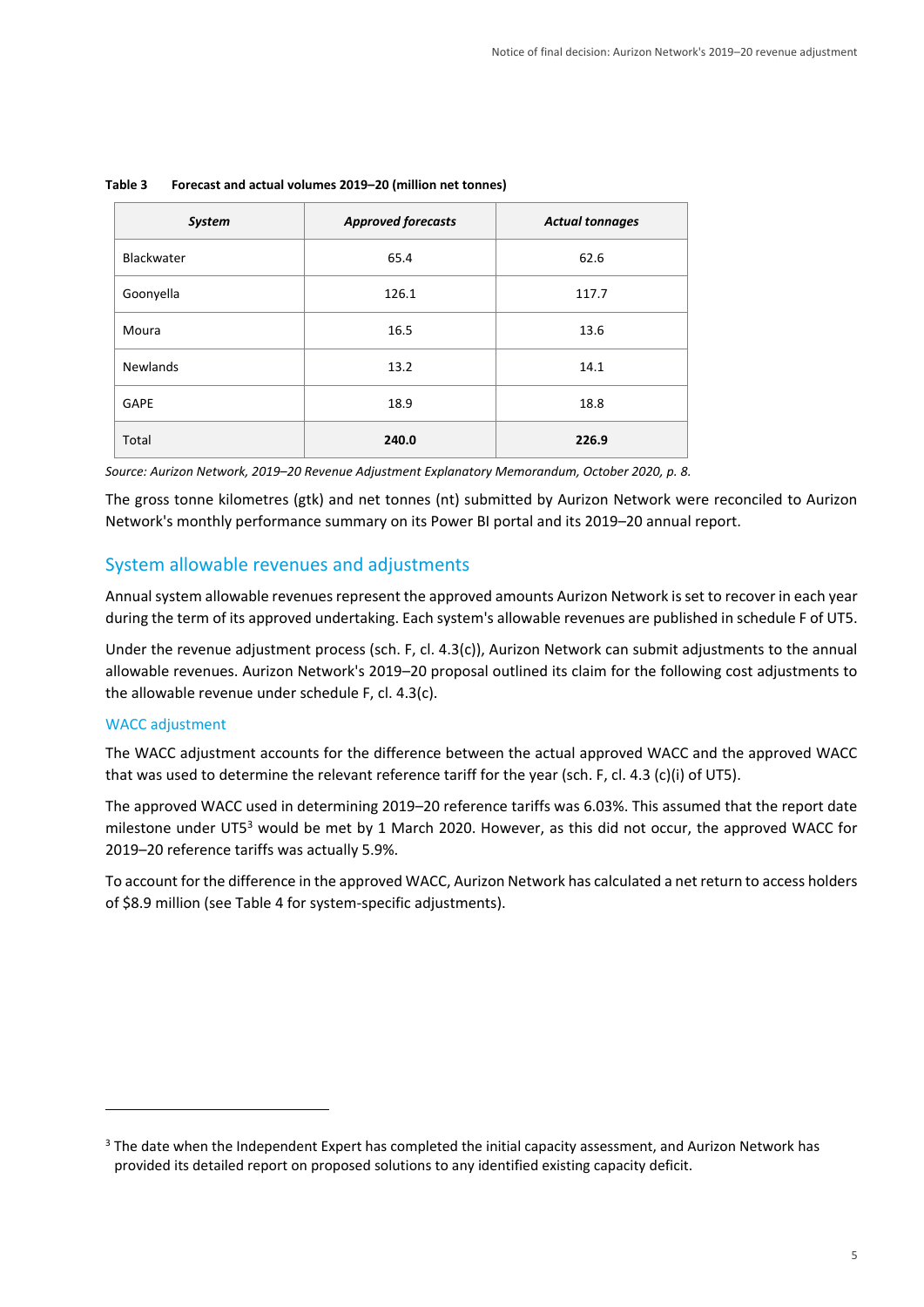**Table 3 Forecast and actual volumes 2019–20 (million net tonnes)**

| *System* | *Approved forecasts* | *Actual tonnages* |
|---|---|---|
| Blackwater | 65.4 | 62.6 |
| Goonyella | 126.1 | 117.7 |
| Moura | 16.5 | 13.6 |
| Newlands | 13.2 | 14.1 |
| GAPE | 18.9 | 18.8 |
| Total | **240.0** | **226.9** |

*Source: Aurizon Network, 2019–20 Revenue Adjustment Explanatory Memorandum, October 2020, p. 8.*

The gross tonne kilometres (gtk) and net tonnes (nt) submitted by Aurizon Network were reconciled to Aurizon Network's monthly performance summary on its Power BI portal and its 2019–20 annual report.

## System allowable revenues and adjustments

Annual system allowable revenues represent the approved amounts Aurizon Network is set to recover in each year during the term of its approved undertaking. Each system's allowable revenues are published in schedule F of UT5.

Under the revenue adjustment process (sch. F, cl. 4.3(c)), Aurizon Network can submit adjustments to the annual allowable revenues. Aurizon Network's 2019–20 proposal outlined its claim for the following cost adjustments to the allowable revenue under schedule F, cl. 4.3(c).

### WACC adjustment

The WACC adjustment accounts for the difference between the actual approved WACC and the approved WACC that was used to determine the relevant reference tariff for the year (sch. F, cl. 4.3 (c)(i) of UT5).

The approved WACC used in determining 2019–20 reference tariffs was 6.03%. This assumed that the report date milestone under UT5[3] would be met by 1 March 2020. However, as this did not occur, the approved WACC for 2019–20 reference tariffs was actually 5.9%.

To account for the difference in the approved WACC, Aurizon Network has calculated a net return to access holders of $8.9 million (see Table 4 for system-specific adjustments).

[3] The date when the Independent Expert has completed the initial capacity assessment, and Aurizon Network has provided its detailed report on proposed solutions to any identified existing capacity deficit.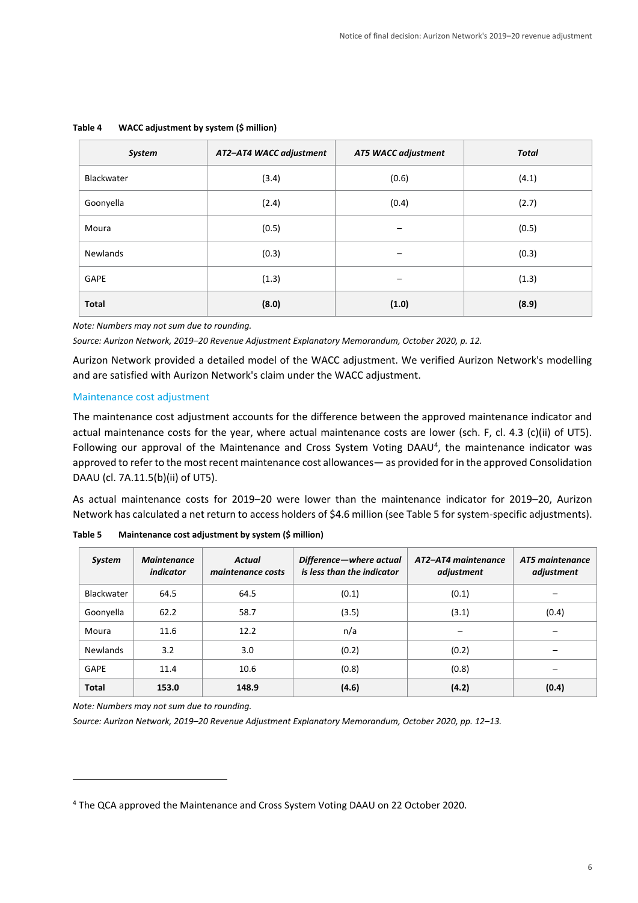**Table 4 WACC adjustment by system ($ million)**

| System | AT2–AT4 WACC adjustment | AT5 WACC adjustment | Total |
|---|---|---|---|
| Blackwater | (3.4) | (0.6) | (4.1) |
| Goonyella | (2.4) | (0.4) | (2.7) |
| Moura | (0.5) | – | (0.5) |
| Newlands | (0.3) | – | (0.3) |
| GAPE | (1.3) | – | (1.3) |
| **Total** | **(8.0)** | **(1.0)** | **(8.9)** |

*Note: Numbers may not sum due to rounding.*

*Source: Aurizon Network, 2019–20 Revenue Adjustment Explanatory Memorandum, October 2020, p. 12.*

Aurizon Network provided a detailed model of the WACC adjustment. We verified Aurizon Network's modelling and are satisfied with Aurizon Network's claim under the WACC adjustment.

### Maintenance cost adjustment

The maintenance cost adjustment accounts for the difference between the approved maintenance indicator and actual maintenance costs for the year, where actual maintenance costs are lower (sch. F, cl. 4.3 (c)(ii) of UT5). Following our approval of the Maintenance and Cross System Voting DAAU[4], the maintenance indicator was approved to refer to the most recent maintenance cost allowances— as provided for in the approved Consolidation DAAU (cl. 7A.11.5(b)(ii) of UT5).

As actual maintenance costs for 2019–20 were lower than the maintenance indicator for 2019–20, Aurizon Network has calculated a net return to access holders of $4.6 million (see Table 5 for system-specific adjustments).

**Table 5 Maintenance cost adjustment by system ($ million)**

| System | Maintenance indicator | Actual maintenance costs | Difference—where actual is less than the indicator | AT2–AT4 maintenance adjustment | AT5 maintenance adjustment |
|---|---|---|---|---|---|
| Blackwater | 64.5 | 64.5 | (0.1) | (0.1) | – |
| Goonyella | 62.2 | 58.7 | (3.5) | (3.1) | (0.4) |
| Moura | 11.6 | 12.2 | n/a | – | – |
| Newlands | 3.2 | 3.0 | (0.2) | (0.2) | – |
| GAPE | 11.4 | 10.6 | (0.8) | (0.8) | – |
| **Total** | **153.0** | **148.9** | **(4.6)** | **(4.2)** | **(0.4)** |

*Note: Numbers may not sum due to rounding.*

*Source: Aurizon Network, 2019–20 Revenue Adjustment Explanatory Memorandum, October 2020, pp. 12–13.*

[4] The QCA approved the Maintenance and Cross System Voting DAAU on 22 October 2020.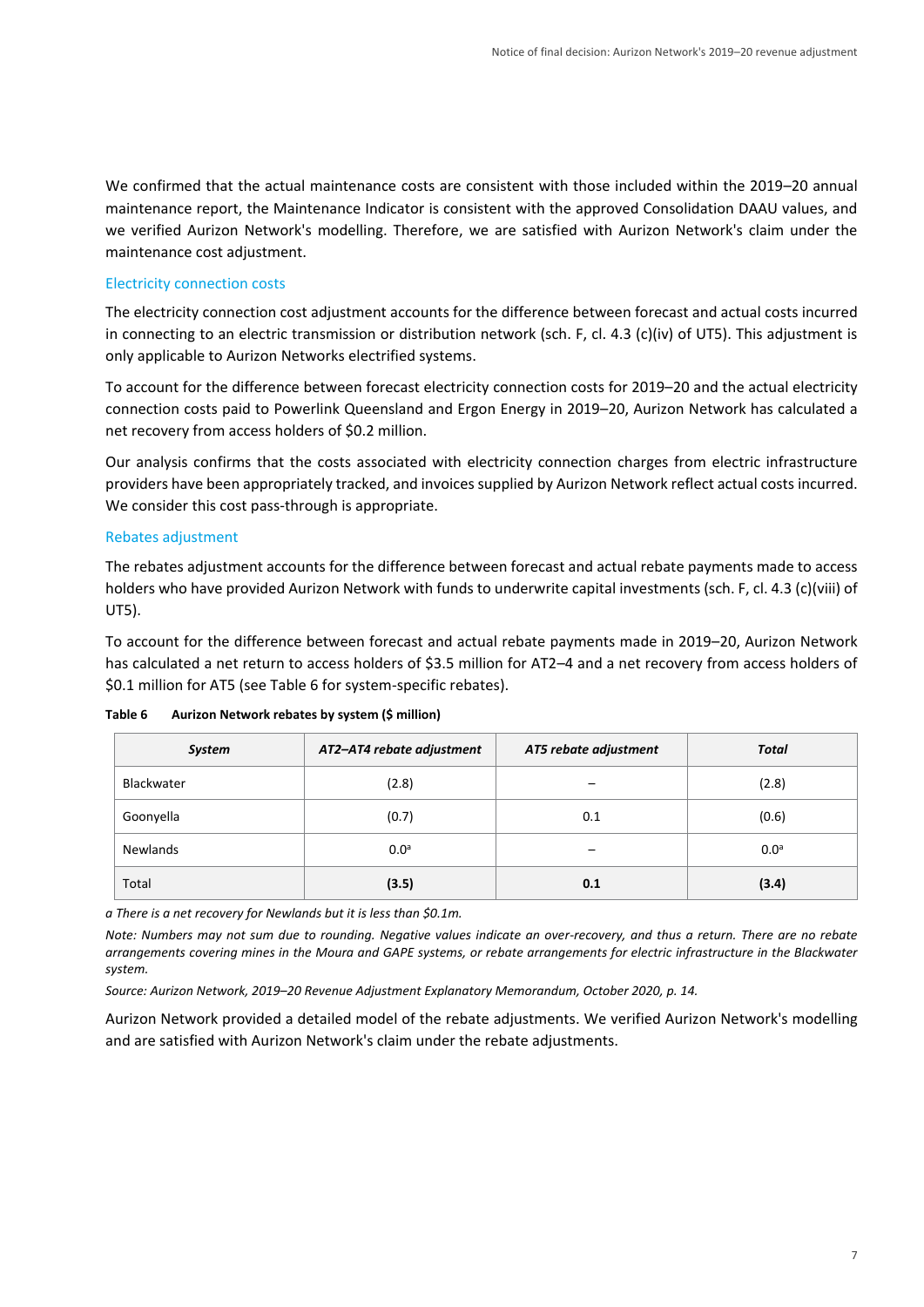We confirmed that the actual maintenance costs are consistent with those included within the 2019–20 annual maintenance report, the Maintenance Indicator is consistent with the approved Consolidation DAAU values, and we verified Aurizon Network's modelling. Therefore, we are satisfied with Aurizon Network's claim under the maintenance cost adjustment.

### Electricity connection costs

The electricity connection cost adjustment accounts for the difference between forecast and actual costs incurred in connecting to an electric transmission or distribution network (sch. F, cl. 4.3 (c)(iv) of UT5). This adjustment is only applicable to Aurizon Networks electrified systems.

To account for the difference between forecast electricity connection costs for 2019–20 and the actual electricity connection costs paid to Powerlink Queensland and Ergon Energy in 2019–20, Aurizon Network has calculated a net recovery from access holders of $0.2 million.

Our analysis confirms that the costs associated with electricity connection charges from electric infrastructure providers have been appropriately tracked, and invoices supplied by Aurizon Network reflect actual costs incurred. We consider this cost pass-through is appropriate.

### Rebates adjustment

The rebates adjustment accounts for the difference between forecast and actual rebate payments made to access holders who have provided Aurizon Network with funds to underwrite capital investments (sch. F, cl. 4.3 (c)(viii) of UT5).

To account for the difference between forecast and actual rebate payments made in 2019–20, Aurizon Network has calculated a net return to access holders of $3.5 million for AT2–4 and a net recovery from access holders of $0.1 million for AT5 (see Table 6 for system-specific rebates).

**Table 6 Aurizon Network rebates by system ($ million)**

| *System* | *AT2–AT4 rebate adjustment* | *AT5 rebate adjustment* | *Total* |
|---|---|---|---|
| Blackwater | (2.8) | – | (2.8) |
| Goonyella | (0.7) | 0.1 | (0.6) |
| Newlands | 0.0[a] | – | 0.0[a] |
| Total | **(3.5)** | **0.1** | **(3.4)** |

*a There is a net recovery for Newlands but it is less than $0.1m.*

*Note: Numbers may not sum due to rounding. Negative values indicate an over-recovery, and thus a return. There are no rebate arrangements covering mines in the Moura and GAPE systems, or rebate arrangements for electric infrastructure in the Blackwater system.*

*Source: Aurizon Network, 2019–20 Revenue Adjustment Explanatory Memorandum, October 2020, p. 14.*

Aurizon Network provided a detailed model of the rebate adjustments. We verified Aurizon Network's modelling and are satisfied with Aurizon Network's claim under the rebate adjustments.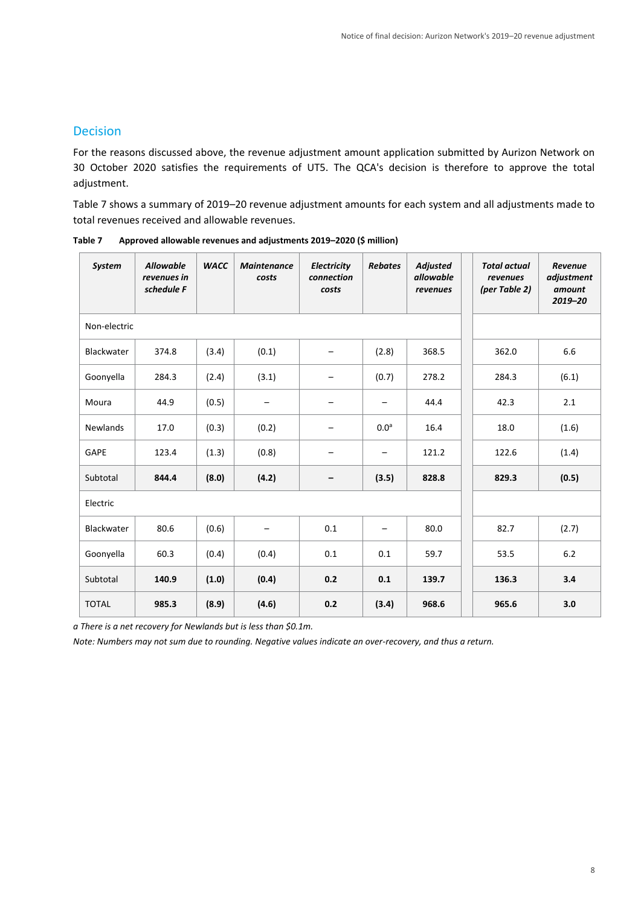## Decision

For the reasons discussed above, the revenue adjustment amount application submitted by Aurizon Network on 30 October 2020 satisfies the requirements of UT5. The QCA's decision is therefore to approve the total adjustment.

Table 7 shows a summary of 2019–20 revenue adjustment amounts for each system and all adjustments made to total revenues received and allowable revenues.

**Table 7 Approved allowable revenues and adjustments 2019–2020 ($ million)**

| *System* | *Allowable revenues in schedule F* | *WACC* | *Maintenance costs* | *Electricity connection costs* | *Rebates* | *Adjusted allowable revenues* | *Total actual revenues (per Table 2)* | *Revenue adjustment amount 2019–20* |
|---|---|---|---|---|---|---|---|---|
| Non-electric | | | | | | | | |
| Blackwater | 374.8 | (3.4) | (0.1) | – | (2.8) | 368.5 | 362.0 | 6.6 |
| Goonyella | 284.3 | (2.4) | (3.1) | – | (0.7) | 278.2 | 284.3 | (6.1) |
| Moura | 44.9 | (0.5) | – | – | – | 44.4 | 42.3 | 2.1 |
| Newlands | 17.0 | (0.3) | (0.2) | – | 0.0[a] | 16.4 | 18.0 | (1.6) |
| GAPE | 123.4 | (1.3) | (0.8) | – | – | 121.2 | 122.6 | (1.4) |
| Subtotal | **844.4** | **(8.0)** | **(4.2)** | **–** | **(3.5)** | **828.8** | **829.3** | **(0.5)** |
| Electric | | | | | | | | |
| Blackwater | 80.6 | (0.6) | – | 0.1 | – | 80.0 | 82.7 | (2.7) |
| Goonyella | 60.3 | (0.4) | (0.4) | 0.1 | 0.1 | 59.7 | 53.5 | 6.2 |
| Subtotal | **140.9** | **(1.0)** | **(0.4)** | **0.2** | **0.1** | **139.7** | **136.3** | **3.4** |
| TOTAL | **985.3** | **(8.9)** | **(4.6)** | **0.2** | **(3.4)** | **968.6** | **965.6** | **3.0** |

*a There is a net recovery for Newlands but is less than $0.1m.*

*Note: Numbers may not sum due to rounding. Negative values indicate an over-recovery, and thus a return.*